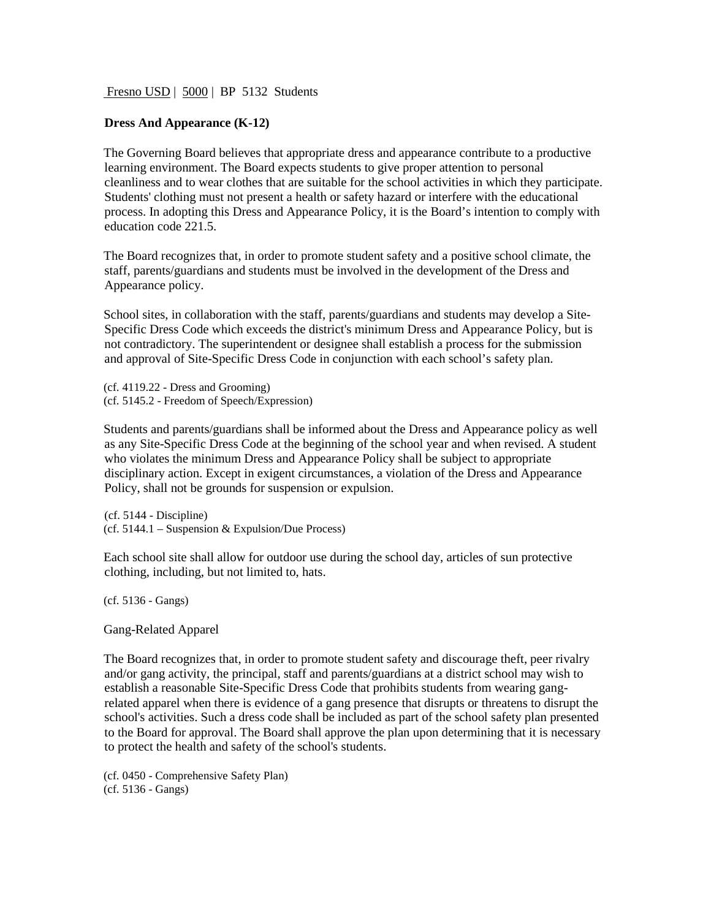Fresno USD | 5000 | BP 5132 Students

**Dress And Appearance (K-12)**

The Governing Board believes that appropriate dress and appearance contribute to a productive learning environment. The Board expects students to give proper attention to personal cleanliness and to wear clothes that are suitable for the school activities in which they participate. Students' clothing must not present a health or safety hazard or interfere with the educational process. In adopting this Dress and Appearance Policy, it is the Board's intention to comply with education code 221.5.

The Board recognizes that, in order to promote student safety and a positive school climate, the staff, parents/guardians and students must be involved in the development of the Dress and Appearance policy.

School sites, in collaboration with the staff, parents/guardians and students may develop a Site-Specific Dress Code which exceeds the district's minimum Dress and Appearance Policy, but is not contradictory. The superintendent or designee shall establish a process for the submission and approval of Site-Specific Dress Code in conjunction with each school's safety plan.

(cf. 4119.22 - Dress and Grooming)
(cf. 5145.2 - Freedom of Speech/Expression)

Students and parents/guardians shall be informed about the Dress and Appearance policy as well as any Site-Specific Dress Code at the beginning of the school year and when revised. A student who violates the minimum Dress and Appearance Policy shall be subject to appropriate disciplinary action. Except in exigent circumstances, a violation of the Dress and Appearance Policy, shall not be grounds for suspension or expulsion.

(cf. 5144 - Discipline)
(cf. 5144.1 – Suspension & Expulsion/Due Process)

Each school site shall allow for outdoor use during the school day, articles of sun protective clothing, including, but not limited to, hats.

(cf. 5136 - Gangs)

Gang-Related Apparel

The Board recognizes that, in order to promote student safety and discourage theft, peer rivalry and/or gang activity, the principal, staff and parents/guardians at a district school may wish to establish a reasonable Site-Specific Dress Code that prohibits students from wearing gang-related apparel when there is evidence of a gang presence that disrupts or threatens to disrupt the school's activities. Such a dress code shall be included as part of the school safety plan presented to the Board for approval. The Board shall approve the plan upon determining that it is necessary to protect the health and safety of the school's students.

(cf. 0450 - Comprehensive Safety Plan)
(cf. 5136 - Gangs)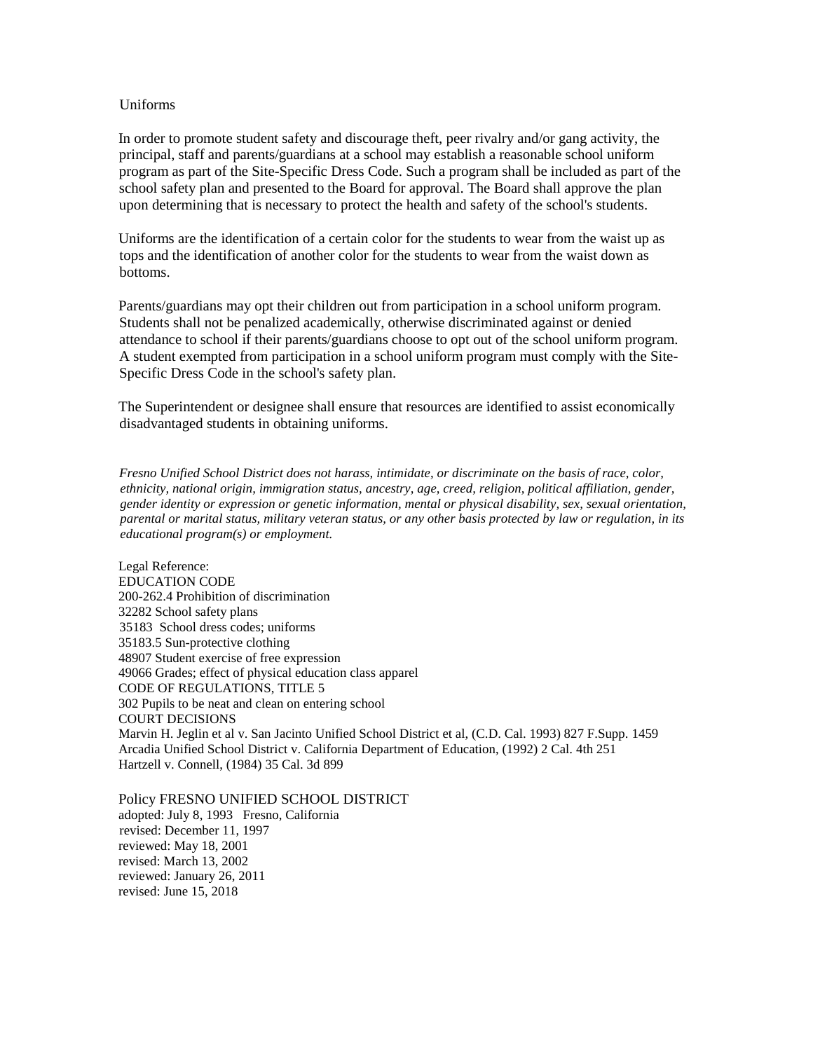Uniforms

In order to promote student safety and discourage theft, peer rivalry and/or gang activity, the principal, staff and parents/guardians at a school may establish a reasonable school uniform program as part of the Site-Specific Dress Code. Such a program shall be included as part of the school safety plan and presented to the Board for approval. The Board shall approve the plan upon determining that is necessary to protect the health and safety of the school's students.

Uniforms are the identification of a certain color for the students to wear from the waist up as tops and the identification of another color for the students to wear from the waist down as bottoms.

Parents/guardians may opt their children out from participation in a school uniform program. Students shall not be penalized academically, otherwise discriminated against or denied attendance to school if their parents/guardians choose to opt out of the school uniform program. A student exempted from participation in a school uniform program must comply with the Site-Specific Dress Code in the school's safety plan.

The Superintendent or designee shall ensure that resources are identified to assist economically disadvantaged students in obtaining uniforms.

*Fresno Unified School District does not harass, intimidate, or discriminate on the basis of race, color, ethnicity, national origin, immigration status, ancestry, age, creed, religion, political affiliation, gender, gender identity or expression or genetic information, mental or physical disability, sex, sexual orientation, parental or marital status, military veteran status, or any other basis protected by law or regulation, in its educational program(s) or employment.*

Legal Reference:
EDUCATION CODE
200-262.4 Prohibition of discrimination
32282 School safety plans
35183 School dress codes; uniforms
35183.5 Sun-protective clothing
48907 Student exercise of free expression
49066 Grades; effect of physical education class apparel
CODE OF REGULATIONS, TITLE 5
302 Pupils to be neat and clean on entering school
COURT DECISIONS
Marvin H. Jeglin et al v. San Jacinto Unified School District et al, (C.D. Cal. 1993) 827 F.Supp. 1459
Arcadia Unified School District v. California Department of Education, (1992) 2 Cal. 4th 251
Hartzell v. Connell, (1984) 35 Cal. 3d 899

Policy FRESNO UNIFIED SCHOOL DISTRICT
adopted: July 8, 1993 Fresno, California
revised: December 11, 1997
reviewed: May 18, 2001
revised: March 13, 2002
reviewed: January 26, 2011
revised: June 15, 2018